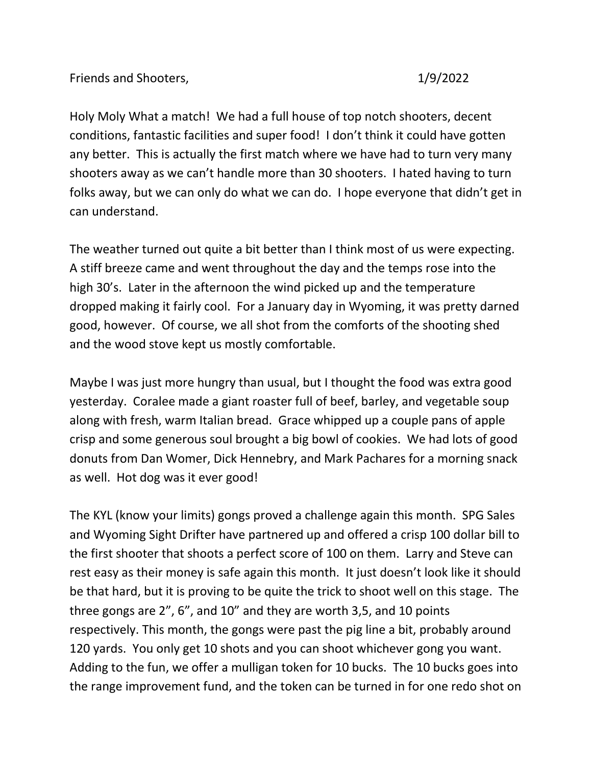Friends and Shooters, 1/9/2022

Holy Moly What a match! We had a full house of top notch shooters, decent conditions, fantastic facilities and super food! I don't think it could have gotten any better. This is actually the first match where we have had to turn very many shooters away as we can't handle more than 30 shooters. I hated having to turn folks away, but we can only do what we can do. I hope everyone that didn't get in can understand.

The weather turned out quite a bit better than I think most of us were expecting. A stiff breeze came and went throughout the day and the temps rose into the high 30's. Later in the afternoon the wind picked up and the temperature dropped making it fairly cool. For a January day in Wyoming, it was pretty darned good, however. Of course, we all shot from the comforts of the shooting shed and the wood stove kept us mostly comfortable.

Maybe I was just more hungry than usual, but I thought the food was extra good yesterday. Coralee made a giant roaster full of beef, barley, and vegetable soup along with fresh, warm Italian bread. Grace whipped up a couple pans of apple crisp and some generous soul brought a big bowl of cookies. We had lots of good donuts from Dan Womer, Dick Hennebry, and Mark Pachares for a morning snack as well. Hot dog was it ever good!

The KYL (know your limits) gongs proved a challenge again this month. SPG Sales and Wyoming Sight Drifter have partnered up and offered a crisp 100 dollar bill to the first shooter that shoots a perfect score of 100 on them. Larry and Steve can rest easy as their money is safe again this month. It just doesn't look like it should be that hard, but it is proving to be quite the trick to shoot well on this stage. The three gongs are 2", 6", and 10" and they are worth 3,5, and 10 points respectively. This month, the gongs were past the pig line a bit, probably around 120 yards. You only get 10 shots and you can shoot whichever gong you want. Adding to the fun, we offer a mulligan token for 10 bucks. The 10 bucks goes into the range improvement fund, and the token can be turned in for one redo shot on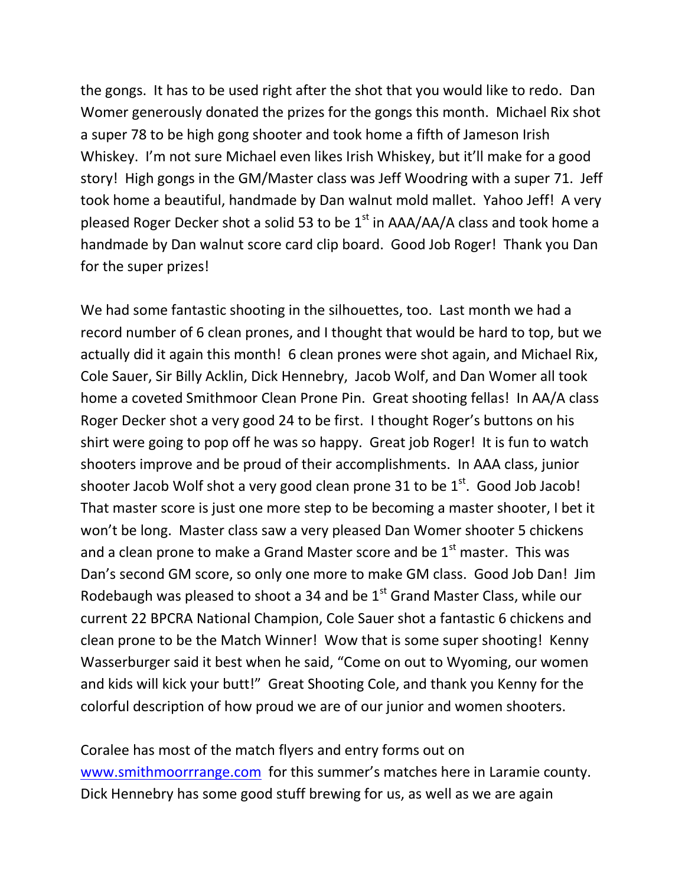the gongs. It has to be used right after the shot that you would like to redo. Dan Womer generously donated the prizes for the gongs this month. Michael Rix shot a super 78 to be high gong shooter and took home a fifth of Jameson Irish Whiskey. I'm not sure Michael even likes Irish Whiskey, but it'll make for a good story! High gongs in the GM/Master class was Jeff Woodring with a super 71. Jeff took home a beautiful, handmade by Dan walnut mold mallet. Yahoo Jeff! A very pleased Roger Decker shot a solid 53 to be 1st in AAA/AA/A class and took home a handmade by Dan walnut score card clip board. Good Job Roger! Thank you Dan for the super prizes!

We had some fantastic shooting in the silhouettes, too. Last month we had a record number of 6 clean prones, and I thought that would be hard to top, but we actually did it again this month! 6 clean prones were shot again, and Michael Rix, Cole Sauer, Sir Billy Acklin, Dick Hennebry, Jacob Wolf, and Dan Womer all took home a coveted Smithmoor Clean Prone Pin. Great shooting fellas! In AA/A class Roger Decker shot a very good 24 to be first. I thought Roger's buttons on his shirt were going to pop off he was so happy. Great job Roger! It is fun to watch shooters improve and be proud of their accomplishments. In AAA class, junior shooter Jacob Wolf shot a very good clean prone 31 to be 1st. Good Job Jacob! That master score is just one more step to be becoming a master shooter, I bet it won't be long. Master class saw a very pleased Dan Womer shooter 5 chickens and a clean prone to make a Grand Master score and be 1st master. This was Dan's second GM score, so only one more to make GM class. Good Job Dan! Jim Rodebaugh was pleased to shoot a 34 and be 1st Grand Master Class, while our current 22 BPCRA National Champion, Cole Sauer shot a fantastic 6 chickens and clean prone to be the Match Winner! Wow that is some super shooting! Kenny Wasserburger said it best when he said, "Come on out to Wyoming, our women and kids will kick your butt!" Great Shooting Cole, and thank you Kenny for the colorful description of how proud we are of our junior and women shooters.

Coralee has most of the match flyers and entry forms out on [www.smithmoorrrange.com](www.smithmoorrrange.com) for this summer's matches here in Laramie county. Dick Hennebry has some good stuff brewing for us, as well as we are again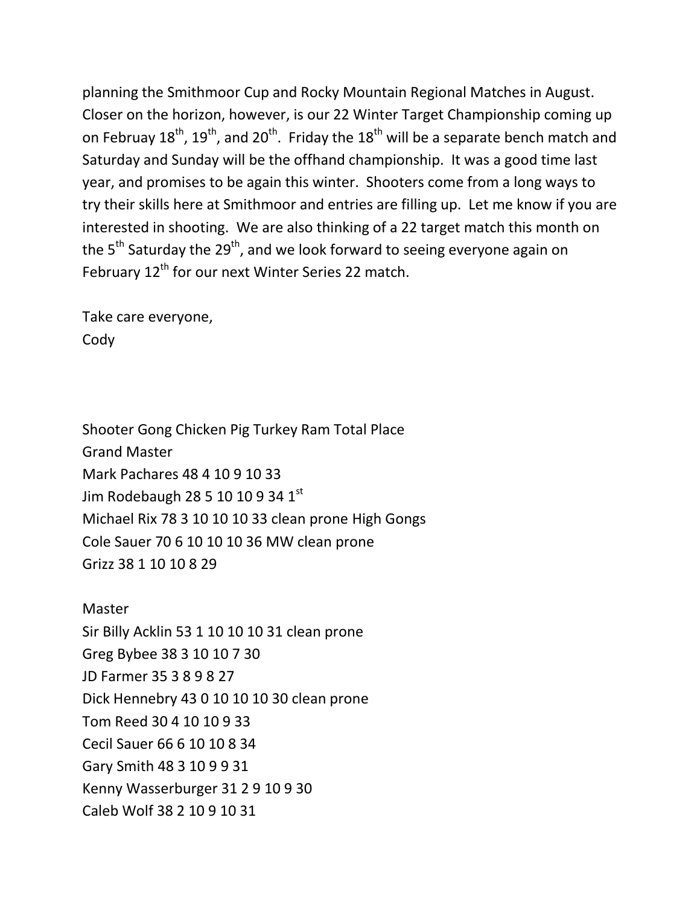planning the Smithmoor Cup and Rocky Mountain Regional Matches in August. Closer on the horizon, however, is our 22 Winter Target Championship coming up on Februay 18th, 19th, and 20th. Friday the 18th will be a separate bench match and Saturday and Sunday will be the offhand championship. It was a good time last year, and promises to be again this winter. Shooters come from a long ways to try their skills here at Smithmoor and entries are filling up. Let me know if you are interested in shooting. We are also thinking of a 22 target match this month on the 5th Saturday the 29th, and we look forward to seeing everyone again on February 12th for our next Winter Series 22 match.

Take care everyone,
Cody

Shooter Gong Chicken Pig Turkey Ram Total Place
Grand Master
Mark Pachares 48 4 10 9 10 33
Jim Rodebaugh 28 5 10 10 9 34 1st
Michael Rix 78 3 10 10 10 33 clean prone High Gongs
Cole Sauer 70 6 10 10 10 36 MW clean prone
Grizz 38 1 10 10 8 29

Master
Sir Billy Acklin 53 1 10 10 10 31 clean prone
Greg Bybee 38 3 10 10 7 30
JD Farmer 35 3 8 9 8 27
Dick Hennebry 43 0 10 10 10 30 clean prone
Tom Reed 30 4 10 10 9 33
Cecil Sauer 66 6 10 10 8 34
Gary Smith 48 3 10 9 9 31
Kenny Wasserburger 31 2 9 10 9 30
Caleb Wolf 38 2 10 9 10 31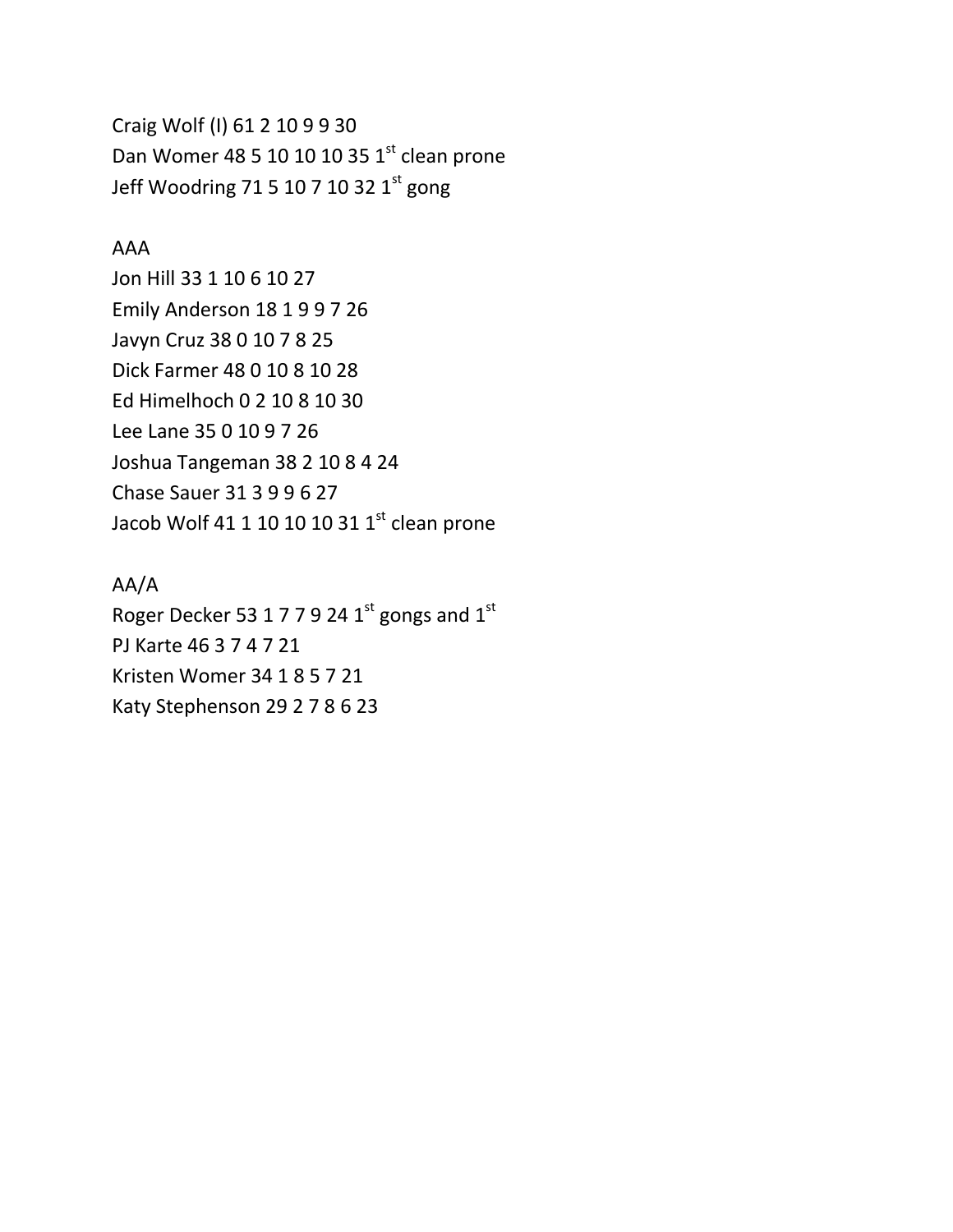Craig Wolf (I) 61 2 10 9 9 30
Dan Womer 48 5 10 10 10 35 1st clean prone
Jeff Woodring 71 5 10 7 10 32 1st gong

AAA
Jon Hill 33 1 10 6 10 27
Emily Anderson 18 1 9 9 7 26
Javyn Cruz 38 0 10 7 8 25
Dick Farmer 48 0 10 8 10 28
Ed Himelhoch 0 2 10 8 10 30
Lee Lane 35 0 10 9 7 26
Joshua Tangeman 38 2 10 8 4 24
Chase Sauer 31 3 9 9 6 27
Jacob Wolf 41 1 10 10 10 31 1st clean prone

AA/A
Roger Decker 53 1 7 7 9 24 1st gongs and 1st
PJ Karte 46 3 7 4 7 21
Kristen Womer 34 1 8 5 7 21
Katy Stephenson 29 2 7 8 6 23